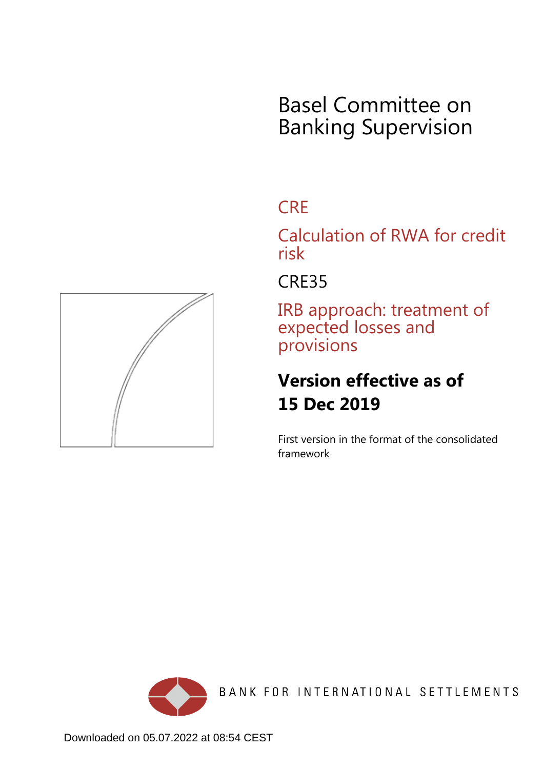# Basel Committee on Banking Supervision

## CRE

## Calculation of RWA for credit risk

## CRE35

## IRB approach: treatment of expected losses and provisions

**Version effective as of 15 Dec 2019**

First version in the format of the consolidated framework

BANK FOR INTERNATIONAL SETTLEMENTS

Downloaded on 05.07.2022 at 08:54 CEST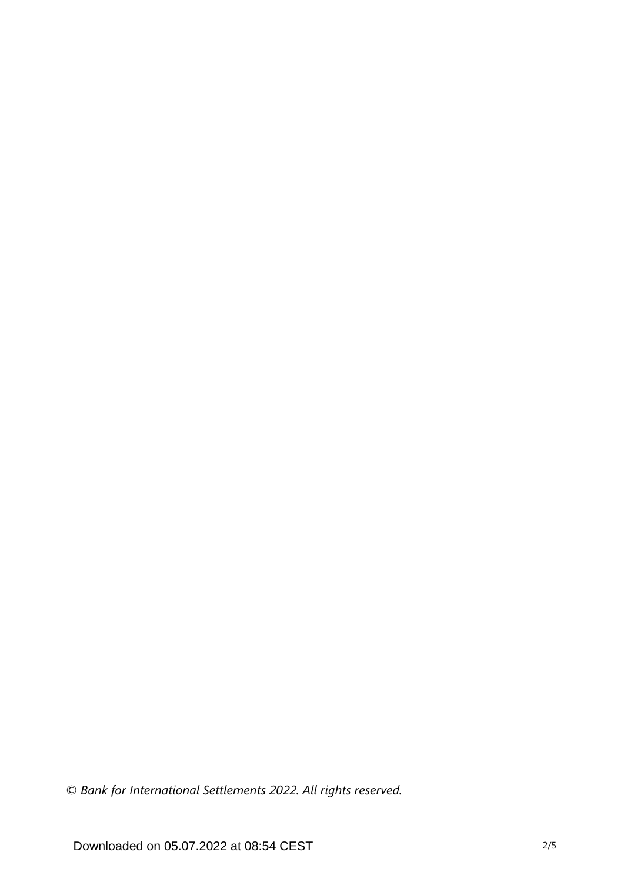*© Bank for International Settlements 2022. All rights reserved.*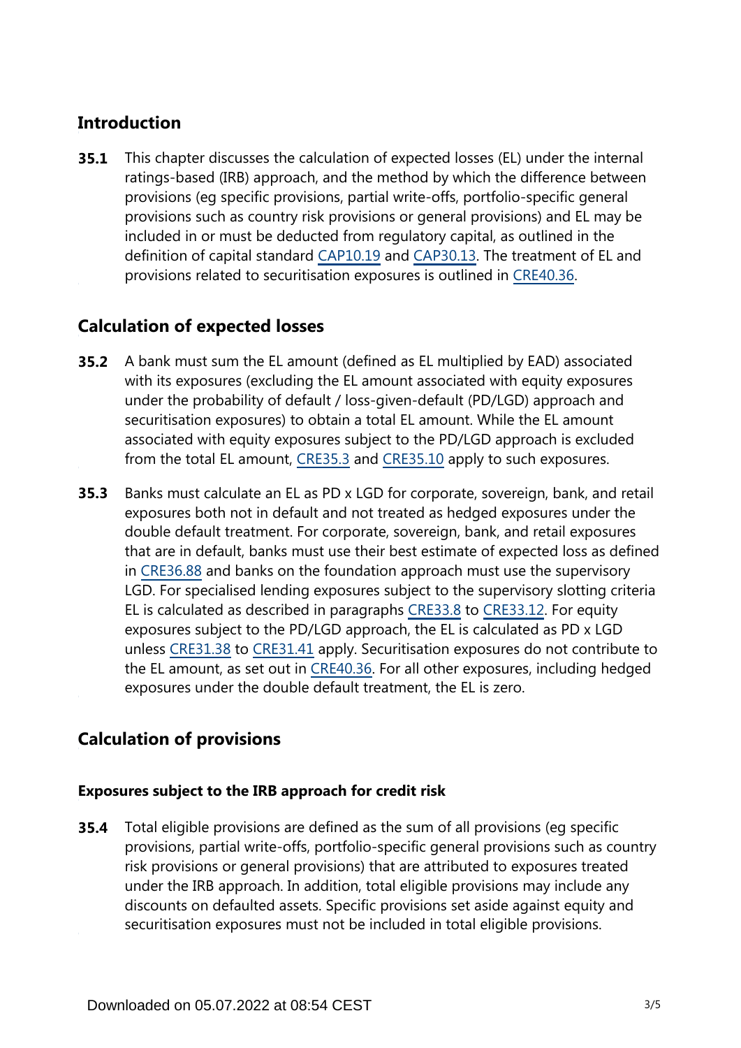## Introduction

**35.1** This chapter discusses the calculation of expected losses (EL) under the internal ratings-based (IRB) approach, and the method by which the difference between provisions (eg specific provisions, partial write-offs, portfolio-specific general provisions such as country risk provisions or general provisions) and EL may be included in or must be deducted from regulatory capital, as outlined in the definition of capital standard CAP10.19 and CAP30.13. The treatment of EL and provisions related to securitisation exposures is outlined in CRE40.36.

## Calculation of expected losses

**35.2** A bank must sum the EL amount (defined as EL multiplied by EAD) associated with its exposures (excluding the EL amount associated with equity exposures under the probability of default / loss-given-default (PD/LGD) approach and securitisation exposures) to obtain a total EL amount. While the EL amount associated with equity exposures subject to the PD/LGD approach is excluded from the total EL amount, CRE35.3 and CRE35.10 apply to such exposures.

**35.3** Banks must calculate an EL as PD x LGD for corporate, sovereign, bank, and retail exposures both not in default and not treated as hedged exposures under the double default treatment. For corporate, sovereign, bank, and retail exposures that are in default, banks must use their best estimate of expected loss as defined in CRE36.88 and banks on the foundation approach must use the supervisory LGD. For specialised lending exposures subject to the supervisory slotting criteria EL is calculated as described in paragraphs CRE33.8 to CRE33.12. For equity exposures subject to the PD/LGD approach, the EL is calculated as PD x LGD unless CRE31.38 to CRE31.41 apply. Securitisation exposures do not contribute to the EL amount, as set out in CRE40.36. For all other exposures, including hedged exposures under the double default treatment, the EL is zero.

## Calculation of provisions

### Exposures subject to the IRB approach for credit risk

**35.4** Total eligible provisions are defined as the sum of all provisions (eg specific provisions, partial write-offs, portfolio-specific general provisions such as country risk provisions or general provisions) that are attributed to exposures treated under the IRB approach. In addition, total eligible provisions may include any discounts on defaulted assets. Specific provisions set aside against equity and securitisation exposures must not be included in total eligible provisions.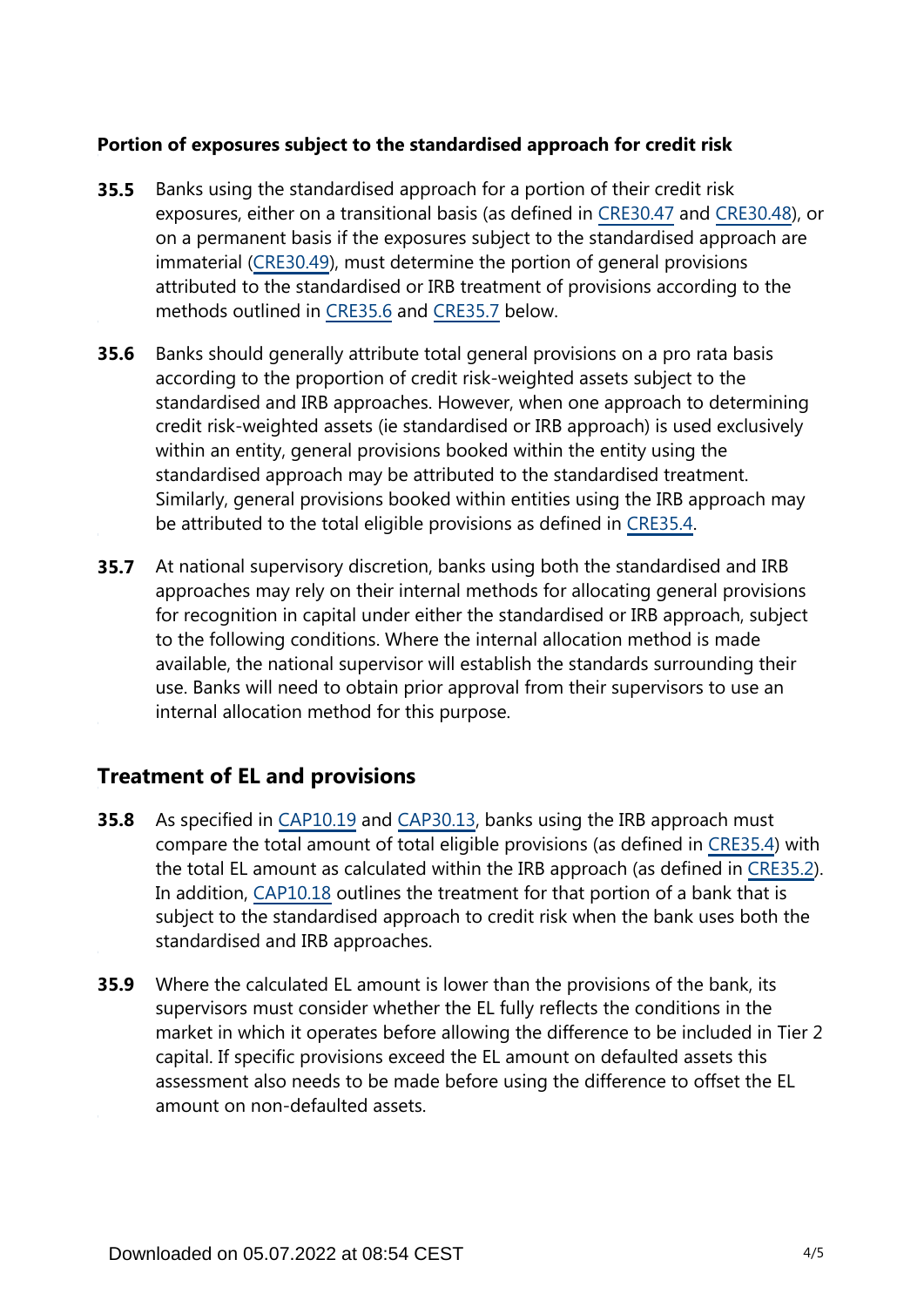**Portion of exposures subject to the standardised approach for credit risk**

**35.5** Banks using the standardised approach for a portion of their credit risk exposures, either on a transitional basis (as defined in CRE30.47 and CRE30.48), or on a permanent basis if the exposures subject to the standardised approach are immaterial (CRE30.49), must determine the portion of general provisions attributed to the standardised or IRB treatment of provisions according to the methods outlined in CRE35.6 and CRE35.7 below.

**35.6** Banks should generally attribute total general provisions on a pro rata basis according to the proportion of credit risk-weighted assets subject to the standardised and IRB approaches. However, when one approach to determining credit risk-weighted assets (ie standardised or IRB approach) is used exclusively within an entity, general provisions booked within the entity using the standardised approach may be attributed to the standardised treatment. Similarly, general provisions booked within entities using the IRB approach may be attributed to the total eligible provisions as defined in CRE35.4.

**35.7** At national supervisory discretion, banks using both the standardised and IRB approaches may rely on their internal methods for allocating general provisions for recognition in capital under either the standardised or IRB approach, subject to the following conditions. Where the internal allocation method is made available, the national supervisor will establish the standards surrounding their use. Banks will need to obtain prior approval from their supervisors to use an internal allocation method for this purpose.

## Treatment of EL and provisions

**35.8** As specified in CAP10.19 and CAP30.13, banks using the IRB approach must compare the total amount of total eligible provisions (as defined in CRE35.4) with the total EL amount as calculated within the IRB approach (as defined in CRE35.2). In addition, CAP10.18 outlines the treatment for that portion of a bank that is subject to the standardised approach to credit risk when the bank uses both the standardised and IRB approaches.

**35.9** Where the calculated EL amount is lower than the provisions of the bank, its supervisors must consider whether the EL fully reflects the conditions in the market in which it operates before allowing the difference to be included in Tier 2 capital. If specific provisions exceed the EL amount on defaulted assets this assessment also needs to be made before using the difference to offset the EL amount on non-defaulted assets.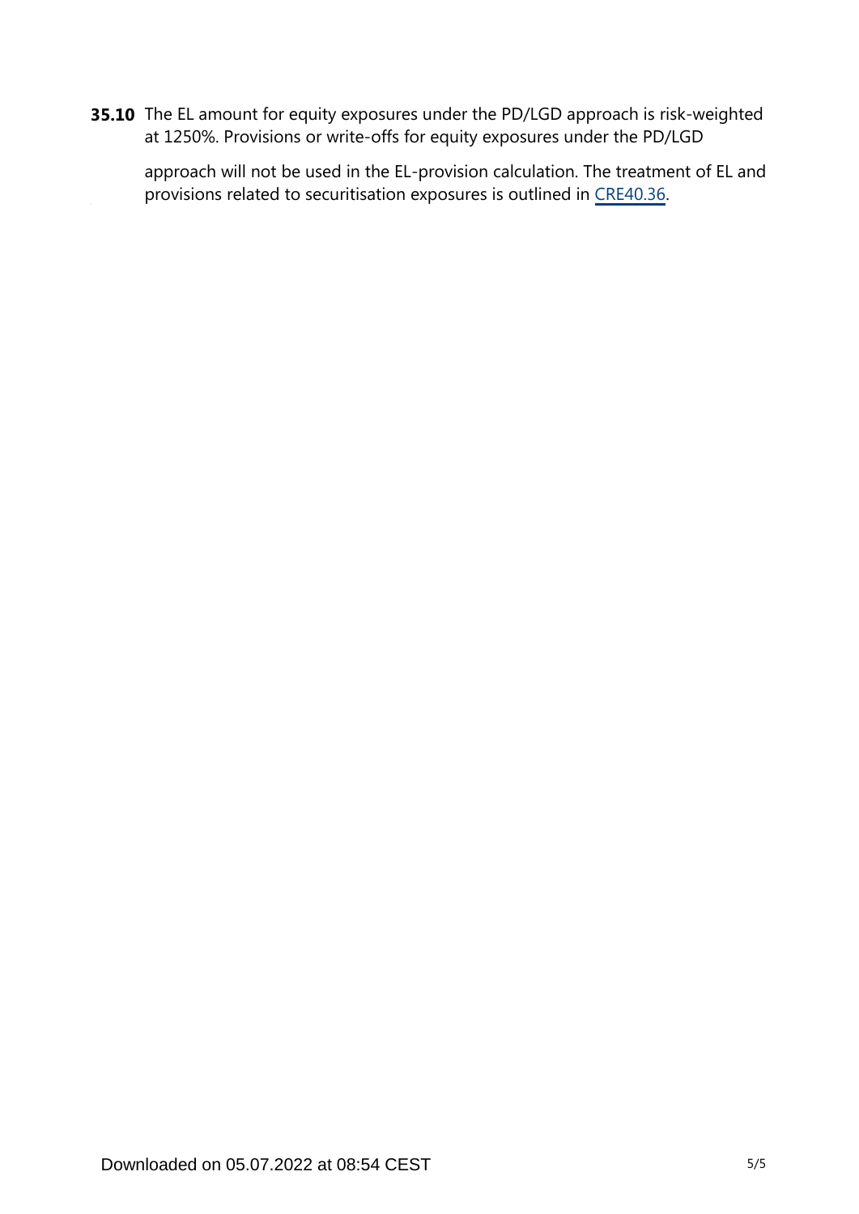**35.10** The EL amount for equity exposures under the PD/LGD approach is risk-weighted at 1250%. Provisions or write-offs for equity exposures under the PD/LGD approach will not be used in the EL-provision calculation. The treatment of EL and provisions related to securitisation exposures is outlined in CRE40.36.